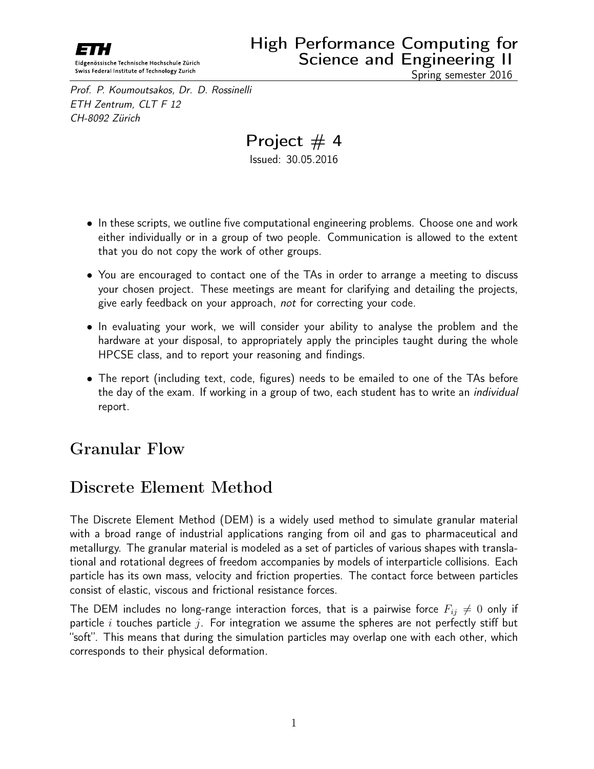ETH

Eidgenössische Technische Hochschule Zürich
Swiss Federal Institute of Technology Zurich

# High Performance Computing for Science and Engineering II

Spring semester 2016

*Prof. P. Koumoutsakos, Dr. D. Rossinelli*
*ETH Zentrum, CLT F 12*
*CH-8092 Zürich*

## Project # 4

Issued: 30.05.2016

- In these scripts, we outline five computational engineering problems. Choose one and work either individually or in a group of two people. Communication is allowed to the extent that you do not copy the work of other groups.
- You are encouraged to contact one of the TAs in order to arrange a meeting to discuss your chosen project. These meetings are meant for clarifying and detailing the projects, give early feedback on your approach, *not* for correcting your code.
- In evaluating your work, we will consider your ability to analyse the problem and the hardware at your disposal, to appropriately apply the principles taught during the whole HPCSE class, and to report your reasoning and findings.
- The report (including text, code, figures) needs to be emailed to one of the TAs before the day of the exam. If working in a group of two, each student has to write an *individual* report.

## Granular Flow

## Discrete Element Method

The Discrete Element Method (DEM) is a widely used method to simulate granular material with a broad range of industrial applications ranging from oil and gas to pharmaceutical and metallurgy. The granular material is modeled as a set of particles of various shapes with translational and rotational degrees of freedom accompanies by models of interparticle collisions. Each particle has its own mass, velocity and friction properties. The contact force between particles consist of elastic, viscous and frictional resistance forces.

The DEM includes no long-range interaction forces, that is a pairwise force $F_{ij} \neq 0$ only if particle $i$ touches particle $j$. For integration we assume the spheres are not perfectly stiff but "soft". This means that during the simulation particles may overlap one with each other, which corresponds to their physical deformation.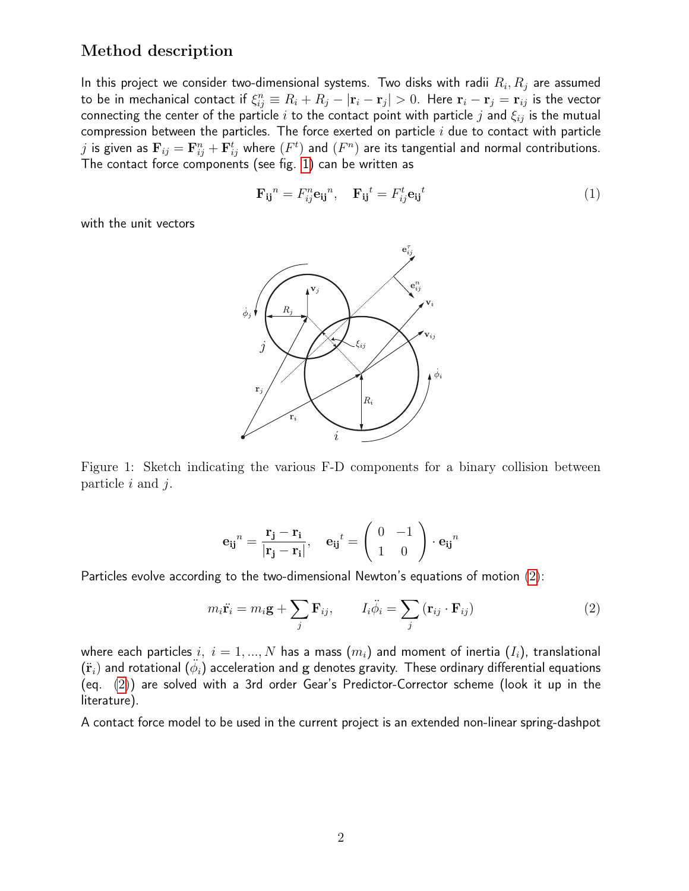## Method description

In this project we consider two-dimensional systems. Two disks with radii $R_i, R_j$ are assumed to be in mechanical contact if $\xi_{ij}^n \equiv R_i + R_j - |\mathbf{r}_i - \mathbf{r}_j| > 0$. Here $\mathbf{r}_i - \mathbf{r}_j = \mathbf{r}_{ij}$ is the vector connecting the center of the particle $i$ to the contact point with particle $j$ and $\xi_{ij}$ is the mutual compression between the particles. The force exerted on particle $i$ due to contact with particle $j$ is given as $\mathbf{F}_{ij} = \mathbf{F}_{ij}^n + \mathbf{F}_{ij}^t$ where $(F^t)$ and $(F^n)$ are its tangential and normal contributions. The contact force components (see fig. 1) can be written as

$$\mathbf{F_{ij}}^n = F_{ij}^n \mathbf{e_{ij}}^n, \quad \mathbf{F_{ij}}^t = F_{ij}^t \mathbf{e_{ij}}^t \tag{1}$$

with the unit vectors

Figure 1: Sketch indicating the various F-D components for a binary collision between particle $i$ and $j$.

$$\mathbf{e_{ij}}^n = \frac{\mathbf{r_j} - \mathbf{r_i}}{|\mathbf{r_j} - \mathbf{r_i}|}, \quad \mathbf{e_{ij}}^t = \begin{pmatrix} 0 & -1 \\ 1 & 0 \end{pmatrix} \cdot \mathbf{e_{ij}}^n$$

Particles evolve according to the two-dimensional Newton's equations of motion (2):

$$m_i \ddot{\mathbf{r}}_i = m_i \mathbf{g} + \sum_j \mathbf{F}_{ij}, \qquad I_i \ddot{\phi}_i = \sum_j (\mathbf{r}_{ij} \cdot \mathbf{F}_{ij}) \tag{2}$$

where each particles $i,\ i = 1, ..., N$ has a mass $(m_i)$ and moment of inertia $(I_i)$, translational $(\ddot{\mathbf{r}}_i)$ and rotational $(\ddot{\phi}_i)$ acceleration and $\mathbf{g}$ denotes gravity. These ordinary differential equations (eq. (2)) are solved with a 3rd order Gear's Predictor-Corrector scheme (look it up in the literature).

A contact force model to be used in the current project is an extended non-linear spring-dashpot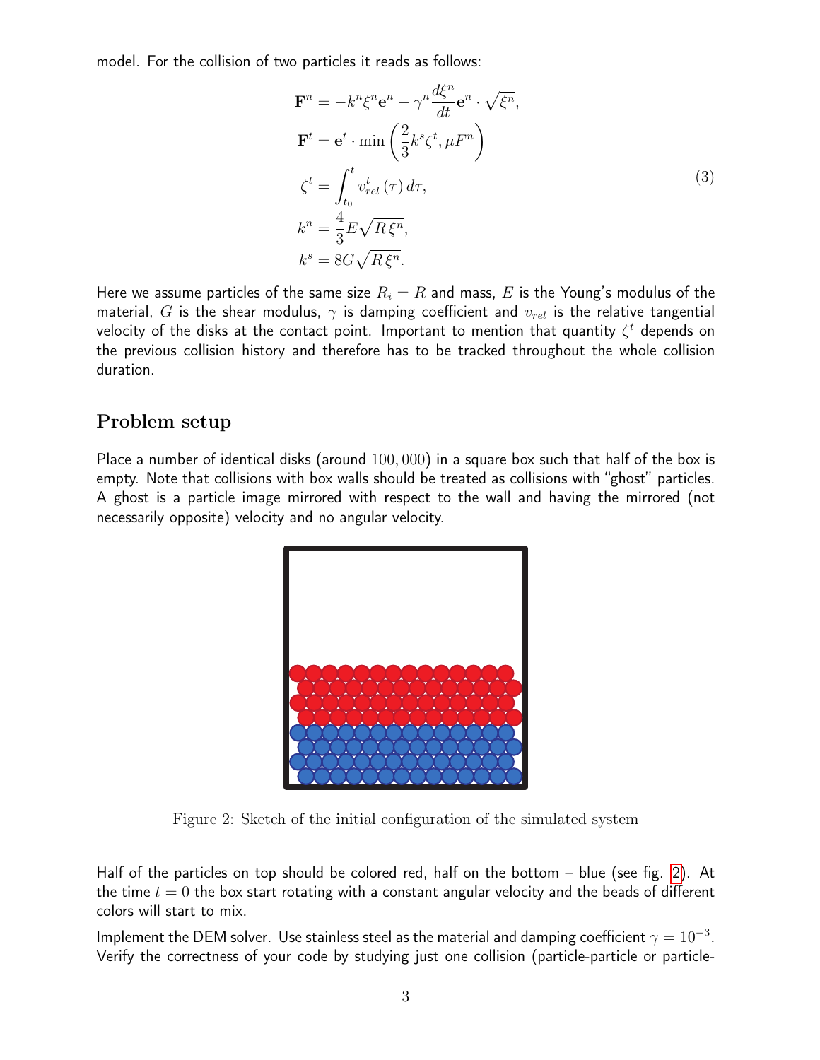model. For the collision of two particles it reads as follows:

$$
\begin{aligned}
\mathbf{F}^n &= -k^n \xi^n \mathbf{e}^n - \gamma^n \frac{d\xi^n}{dt} \mathbf{e}^n \cdot \sqrt{\xi^n}, \\
\mathbf{F}^t &= \mathbf{e}^t \cdot \min\left(\frac{2}{3} k^s \zeta^t, \mu F^n\right) \\
\zeta^t &= \int_{t_0}^{t} v_{rel}^t(\tau)\, d\tau, \\
k^n &= \frac{4}{3} E \sqrt{R\,\xi^n}, \\
k^s &= 8G\sqrt{R\,\xi^n}.
\end{aligned}
\tag{3}
$$

Here we assume particles of the same size $R_i = R$ and mass, $E$ is the Young's modulus of the material, $G$ is the shear modulus, $\gamma$ is damping coefficient and $v_{rel}$ is the relative tangential velocity of the disks at the contact point. Important to mention that quantity $\zeta^t$ depends on the previous collision history and therefore has to be tracked throughout the whole collision duration.

## Problem setup

Place a number of identical disks (around $100,000$) in a square box such that half of the box is empty. Note that collisions with box walls should be treated as collisions with "ghost" particles. A ghost is a particle image mirrored with respect to the wall and having the mirrored (not necessarily opposite) velocity and no angular velocity.

Figure 2: Sketch of the initial configuration of the simulated system

Half of the particles on top should be colored red, half on the bottom – blue (see fig. 2). At the time $t = 0$ the box start rotating with a constant angular velocity and the beads of different colors will start to mix.

Implement the DEM solver. Use stainless steel as the material and damping coefficient $\gamma = 10^{-3}$. Verify the correctness of your code by studying just one collision (particle-particle or particle-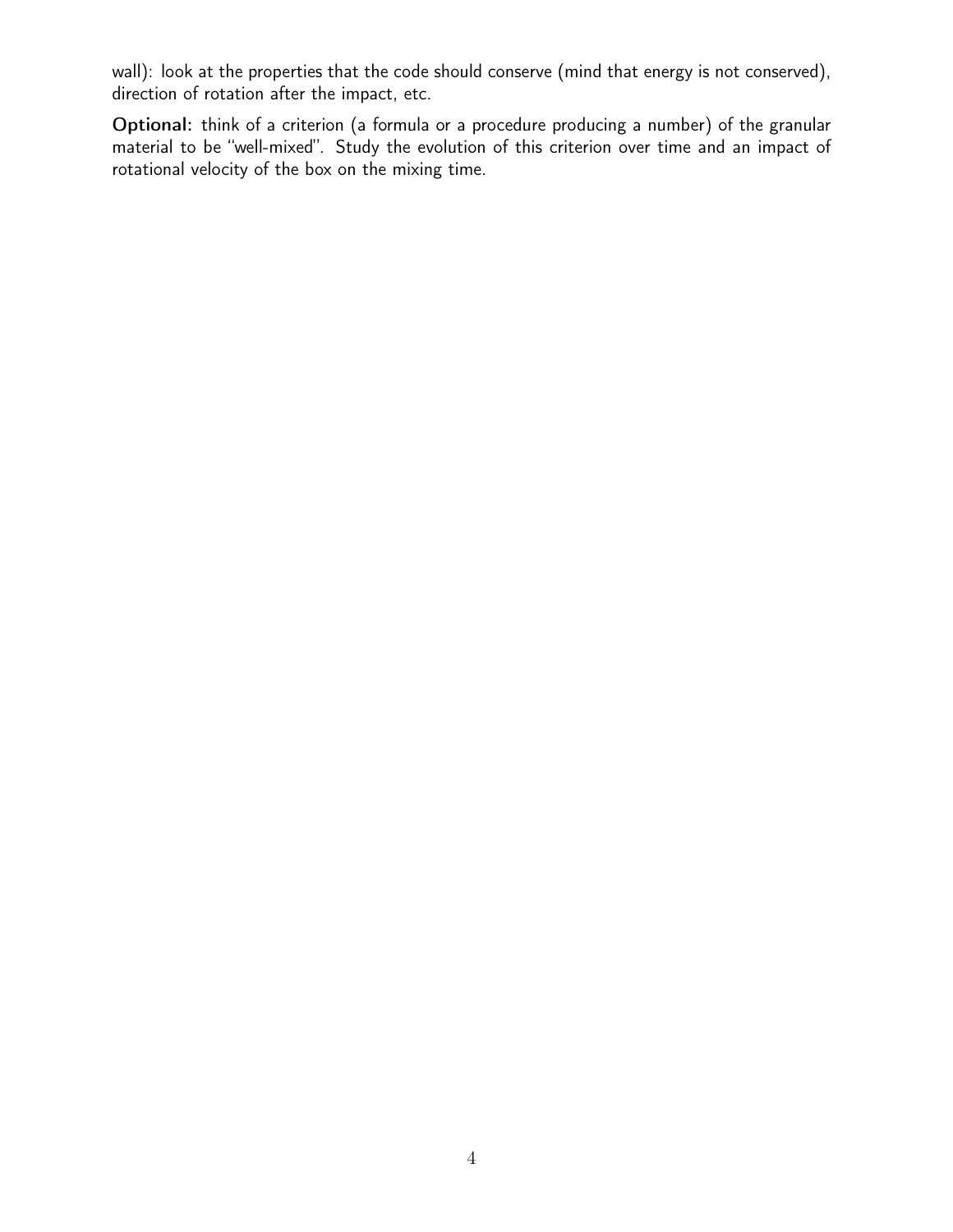wall): look at the properties that the code should conserve (mind that energy is not conserved), direction of rotation after the impact, etc.

**Optional:** think of a criterion (a formula or a procedure producing a number) of the granular material to be "well-mixed". Study the evolution of this criterion over time and an impact of rotational velocity of the box on the mixing time.